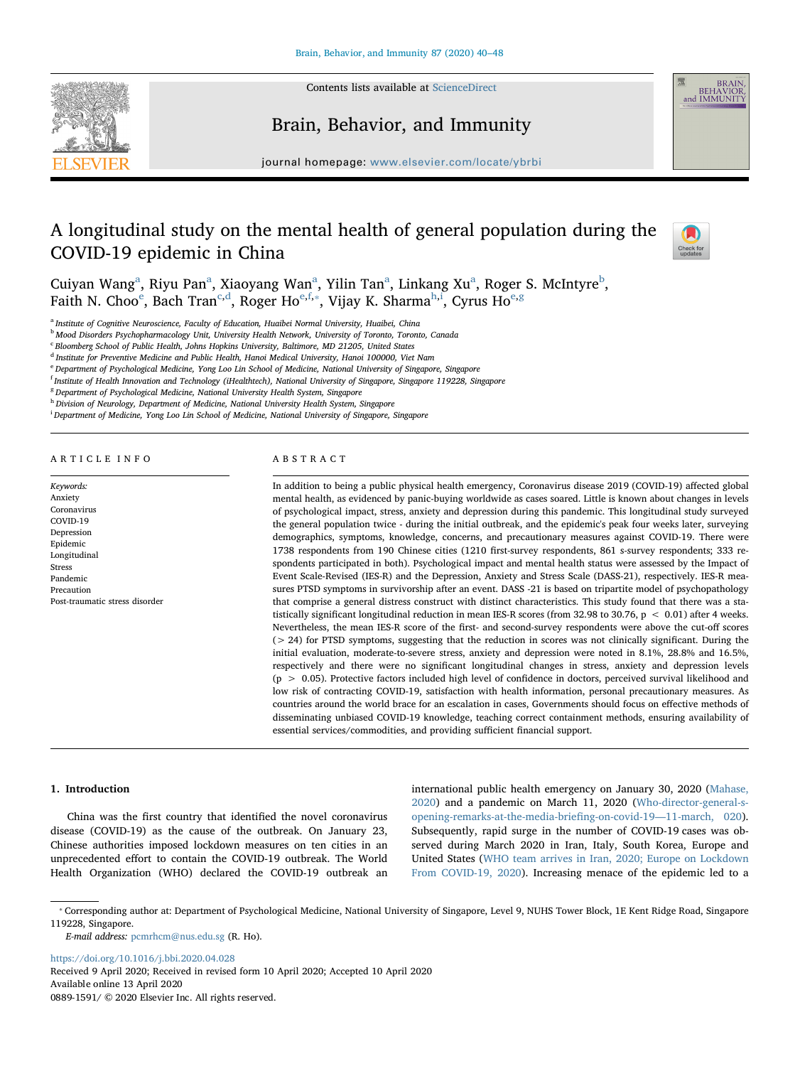# A longitudinal study on the mental health of general population during the COVID-19 epidemic in China

Cuiyan Wang[a], Riyu Pan[a], Xiaoyang Wan[a], Yilin Tan[a], Linkang Xu[a], Roger S. McIntyre[b], Faith N. Choo[e], Bach Tran[c,d], Roger Ho[e,f,*], Vijay K. Sharma[h,i], Cyrus Ho[e,g]

[a] Institute of Cognitive Neuroscience, Faculty of Education, Huaibei Normal University, Huaibei, China
[b] Mood Disorders Psychopharmacology Unit, University Health Network, University of Toronto, Toronto, Canada
[c] Bloomberg School of Public Health, Johns Hopkins University, Baltimore, MD 21205, United States
[d] Institute for Preventive Medicine and Public Health, Hanoi Medical University, Hanoi 100000, Viet Nam
[e] Department of Psychological Medicine, Yong Loo Lin School of Medicine, National University of Singapore, Singapore
[f] Institute of Health Innovation and Technology (iHealthtech), National University of Singapore, Singapore 119228, Singapore
[g] Department of Psychological Medicine, National University Health System, Singapore
[h] Division of Neurology, Department of Medicine, National University Health System, Singapore
[i] Department of Medicine, Yong Loo Lin School of Medicine, National University of Singapore, Singapore

## ARTICLE INFO

*Keywords:*
Anxiety
Coronavirus
COVID-19
Depression
Epidemic
Longitudinal
Stress
Pandemic
Precaution
Post-traumatic stress disorder

## ABSTRACT

In addition to being a public physical health emergency, Coronavirus disease 2019 (COVID-19) affected global mental health, as evidenced by panic-buying worldwide as cases soared. Little is known about changes in levels of psychological impact, stress, anxiety and depression during this pandemic. This longitudinal study surveyed the general population twice - during the initial outbreak, and the epidemic's peak four weeks later, surveying demographics, symptoms, knowledge, concerns, and precautionary measures against COVID-19. There were 1738 respondents from 190 Chinese cities (1210 first-survey respondents, 861 s-survey respondents; 333 respondents participated in both). Psychological impact and mental health status were assessed by the Impact of Event Scale-Revised (IES-R) and the Depression, Anxiety and Stress Scale (DASS-21), respectively. IES-R measures PTSD symptoms in survivorship after an event. DASS -21 is based on tripartite model of psychopathology that comprise a general distress construct with distinct characteristics. This study found that there was a statistically significant longitudinal reduction in mean IES-R scores (from 32.98 to 30.76, $p < 0.01$) after 4 weeks. Nevertheless, the mean IES-R score of the first- and second-survey respondents were above the cut-off scores ($> 24$) for PTSD symptoms, suggesting that the reduction in scores was not clinically significant. During the initial evaluation, moderate-to-severe stress, anxiety and depression were noted in 8.1%, 28.8% and 16.5%, respectively and there were no significant longitudinal changes in stress, anxiety and depression levels ($p > 0.05$). Protective factors included high level of confidence in doctors, perceived survival likelihood and low risk of contracting COVID-19, satisfaction with health information, personal precautionary measures. As countries around the world brace for an escalation in cases, Governments should focus on effective methods of disseminating unbiased COVID-19 knowledge, teaching correct containment methods, ensuring availability of essential services/commodities, and providing sufficient financial support.

## 1. Introduction

China was the first country that identified the novel coronavirus disease (COVID-19) as the cause of the outbreak. On January 23, Chinese authorities imposed lockdown measures on ten cities in an unprecedented effort to contain the COVID-19 outbreak. The World Health Organization (WHO) declared the COVID-19 outbreak an international public health emergency on January 30, 2020 (Mahase, 2020) and a pandemic on March 11, 2020 (Who-director-general-s-opening-remarks-at-the-media-briefing-on-covid-19—11-march, 020). Subsequently, rapid surge in the number of COVID-19 cases was observed during March 2020 in Iran, Italy, South Korea, Europe and United States (WHO team arrives in Iran, 2020; Europe on Lockdown From COVID-19, 2020). Increasing menace of the epidemic led to a

* Corresponding author at: Department of Psychological Medicine, National University of Singapore, Level 9, NUHS Tower Block, 1E Kent Ridge Road, Singapore 119228, Singapore.
*E-mail address:* pcmrhcm@nus.edu.sg (R. Ho).

https://doi.org/10.1016/j.bbi.2020.04.028
Received 9 April 2020; Received in revised form 10 April 2020; Accepted 10 April 2020
Available online 13 April 2020
0889-1591/ © 2020 Elsevier Inc. All rights reserved.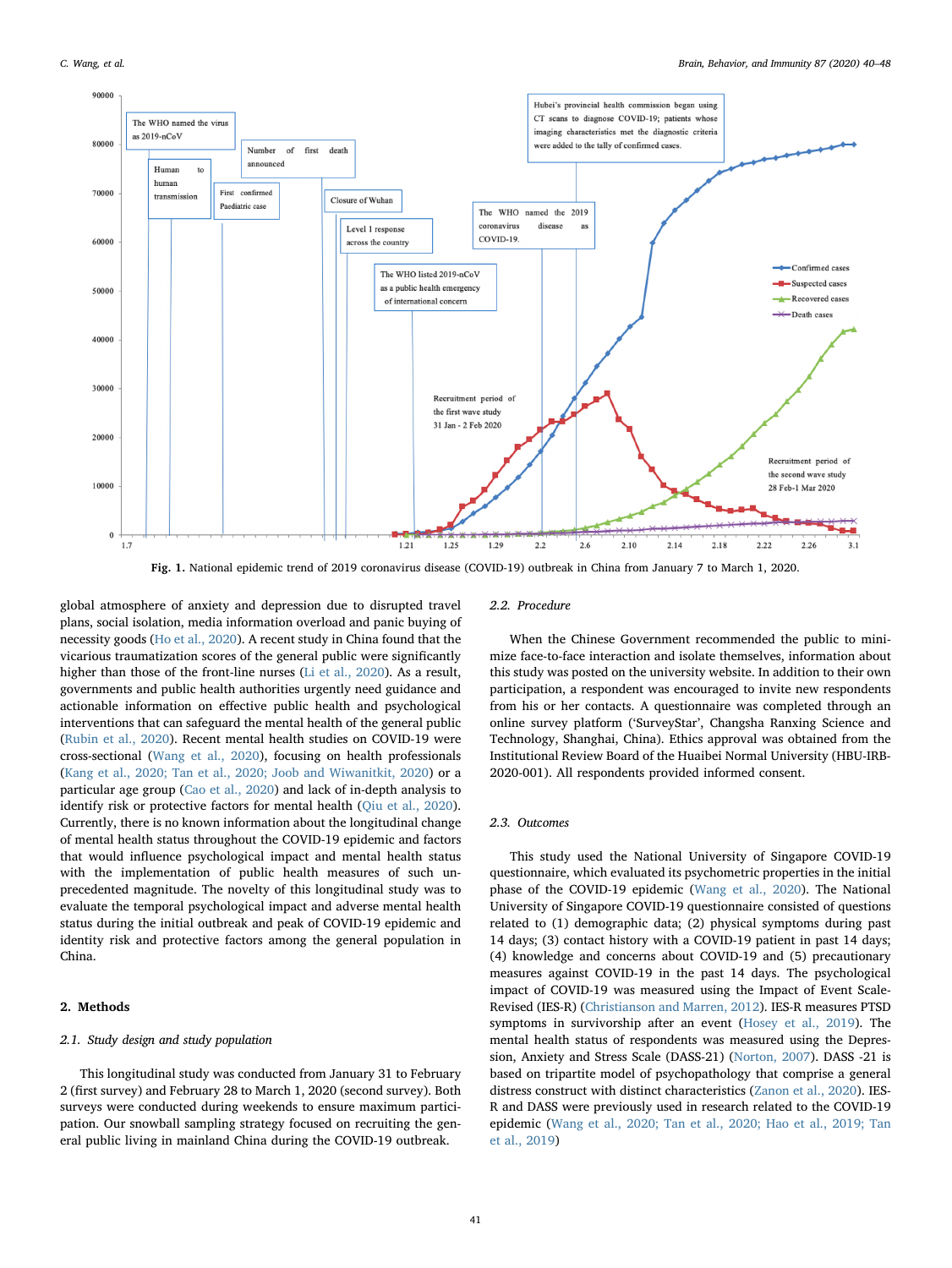Fig. 1. National epidemic trend of 2019 coronavirus disease (COVID-19) outbreak in China from January 7 to March 1, 2020.

global atmosphere of anxiety and depression due to disrupted travel plans, social isolation, media information overload and panic buying of necessity goods (Ho et al., 2020). A recent study in China found that the vicarious traumatization scores of the general public were significantly higher than those of the front-line nurses (Li et al., 2020). As a result, governments and public health authorities urgently need guidance and actionable information on effective public health and psychological interventions that can safeguard the mental health of the general public (Rubin et al., 2020). Recent mental health studies on COVID-19 were cross-sectional (Wang et al., 2020), focusing on health professionals (Kang et al., 2020; Tan et al., 2020; Joob and Wiwanitkit, 2020) or a particular age group (Cao et al., 2020) and lack of in-depth analysis to identify risk or protective factors for mental health (Qiu et al., 2020). Currently, there is no known information about the longitudinal change of mental health status throughout the COVID-19 epidemic and factors that would influence psychological impact and mental health status with the implementation of public health measures of such unprecedented magnitude. The novelty of this longitudinal study was to evaluate the temporal psychological impact and adverse mental health status during the initial outbreak and peak of COVID-19 epidemic and identity risk and protective factors among the general population in China.

## 2. Methods

### 2.1. Study design and study population

This longitudinal study was conducted from January 31 to February 2 (first survey) and February 28 to March 1, 2020 (second survey). Both surveys were conducted during weekends to ensure maximum participation. Our snowball sampling strategy focused on recruiting the general public living in mainland China during the COVID-19 outbreak.

### 2.2. Procedure

When the Chinese Government recommended the public to minimize face-to-face interaction and isolate themselves, information about this study was posted on the university website. In addition to their own participation, a respondent was encouraged to invite new respondents from his or her contacts. A questionnaire was completed through an online survey platform ('SurveyStar', Changsha Ranxing Science and Technology, Shanghai, China). Ethics approval was obtained from the Institutional Review Board of the Huaibei Normal University (HBU-IRB-2020-001). All respondents provided informed consent.

### 2.3. Outcomes

This study used the National University of Singapore COVID-19 questionnaire, which evaluated its psychometric properties in the initial phase of the COVID-19 epidemic (Wang et al., 2020). The National University of Singapore COVID-19 questionnaire consisted of questions related to (1) demographic data; (2) physical symptoms during past 14 days; (3) contact history with a COVID-19 patient in past 14 days; (4) knowledge and concerns about COVID-19 and (5) precautionary measures against COVID-19 in the past 14 days. The psychological impact of COVID-19 was measured using the Impact of Event Scale-Revised (IES-R) (Christianson and Marren, 2012). IES-R measures PTSD symptoms in survivorship after an event (Hosey et al., 2019). The mental health status of respondents was measured using the Depression, Anxiety and Stress Scale (DASS-21) (Norton, 2007). DASS -21 is based on tripartite model of psychopathology that comprise a general distress construct with distinct characteristics (Zanon et al., 2020). IES-R and DASS were previously used in research related to the COVID-19 epidemic (Wang et al., 2020; Tan et al., 2020; Hao et al., 2019; Tan et al., 2019)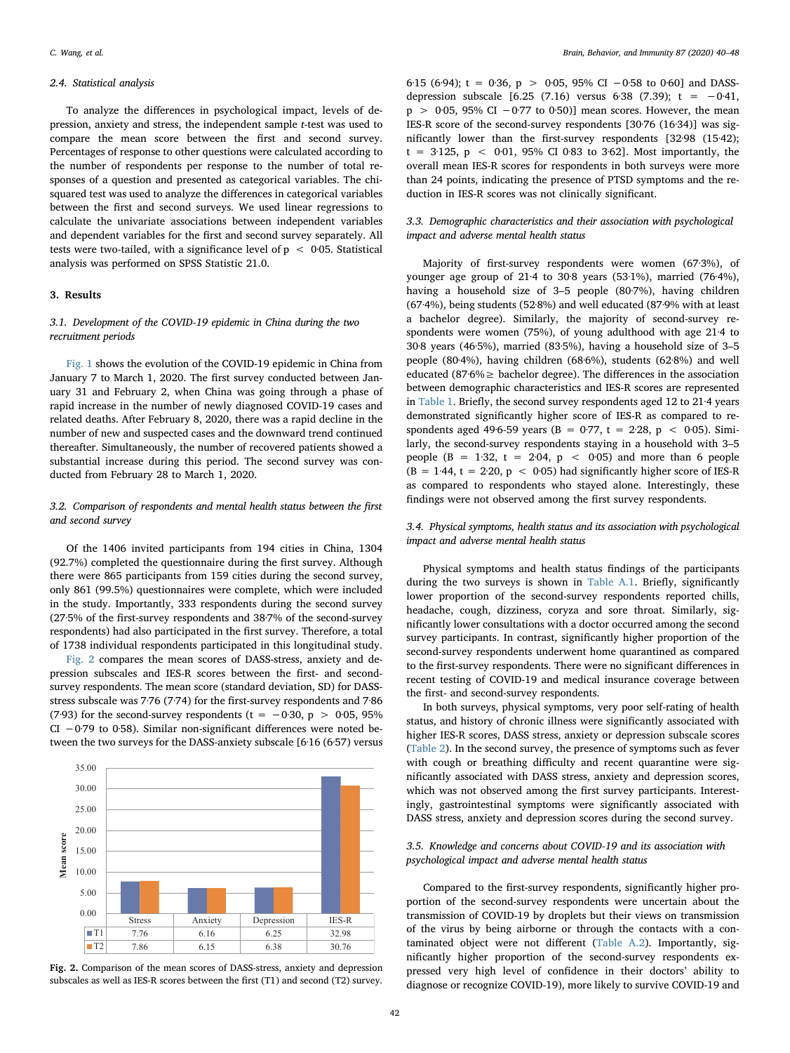### 2.4. Statistical analysis

To analyze the differences in psychological impact, levels of depression, anxiety and stress, the independent sample *t*-test was used to compare the mean score between the first and second survey. Percentages of response to other questions were calculated according to the number of respondents per response to the number of total responses of a question and presented as categorical variables. The chi-squared test was used to analyze the differences in categorical variables between the first and second surveys. We used linear regressions to calculate the univariate associations between independent variables and dependent variables for the first and second survey separately. All tests were two-tailed, with a significance level of $p < 0·05$. Statistical analysis was performed on SPSS Statistic 21.0.

## 3. Results

### 3.1. Development of the COVID-19 epidemic in China during the two recruitment periods

Fig. 1 shows the evolution of the COVID-19 epidemic in China from January 7 to March 1, 2020. The first survey conducted between January 31 and February 2, when China was going through a phase of rapid increase in the number of newly diagnosed COVID-19 cases and related deaths. After February 8, 2020, there was a rapid decline in the number of new and suspected cases and the downward trend continued thereafter. Simultaneously, the number of recovered patients showed a substantial increase during this period. The second survey was conducted from February 28 to March 1, 2020.

### 3.2. Comparison of respondents and mental health status between the first and second survey

Of the 1406 invited participants from 194 cities in China, 1304 (92.7%) completed the questionnaire during the first survey. Although there were 865 participants from 159 cities during the second survey, only 861 (99.5%) questionnaires were complete, which were included in the study. Importantly, 333 respondents during the second survey (27.5% of the first-survey respondents and 38.7% of the second-survey respondents) had also participated in the first survey. Therefore, a total of 1738 individual respondents participated in this longitudinal study.

Fig. 2 compares the mean scores of DASS-stress, anxiety and depression subscales and IES-R scores between the first- and second-survey respondents. The mean score (standard deviation, SD) for DASS-stress subscale was 7·76 (7·74) for the first-survey respondents and 7·86 (7·93) for the second-survey respondents ($t = -0·30$, $p > 0·05$, 95% CI −0·79 to 0·58). Similar non-significant differences were noted between the two surveys for the DASS-anxiety subscale [6·16 (6·57) versus 6·15 (6·94); $t = 0·36$, $p > 0·05$, 95% CI −0·58 to 0·60] and DASS-depression subscale [6.25 (7.16) versus 6·38 (7.39); $t = -0·41$, $p > 0·05$, 95% CI −0·77 to 0.50)] mean scores. However, the mean IES-R score of the second-survey respondents [30·76 (16·34)] was significantly lower than the first-survey respondents [32·98 (15·42); $t = 3·125$, $p < 0·01$, 95% CI 0·83 to 3·62]. Most importantly, the overall mean IES-R scores for respondents in both surveys were more than 24 points, indicating the presence of PTSD symptoms and the reduction in IES-R scores was not clinically significant.

| | Stress | Anxiety | Depression | IES-R |
|---|---|---|---|---|
| T1 | 7.76 | 6.16 | 6.25 | 32.98 |
| T2 | 7.86 | 6.15 | 6.38 | 30.76 |

**Fig. 2.** Comparison of the mean scores of DASS-stress, anxiety and depression subscales as well as IES-R scores between the first (T1) and second (T2) survey.

### 3.3. Demographic characteristics and their association with psychological impact and adverse mental health status

Majority of first-survey respondents were women (67·3%), of younger age group of 21·4 to 30·8 years (53·1%), married (76·4%), having a household size of 3–5 people (80·7%), having children (67·4%), being students (52·8%) and well educated (87·9% with at least a bachelor degree). Similarly, the majority of second-survey respondents were women (75%), of young adulthood with age 21·4 to 30·8 years (46·5%), married (83·5%), having a household size of 3–5 people (80·4%), having children (68·6%), students (62·8%) and well educated (87·6% ≥ bachelor degree). The differences in the association between demographic characteristics and IES-R scores are represented in Table 1. Briefly, the second survey respondents aged 12 to 21·4 years demonstrated significantly higher score of IES-R as compared to respondents aged 49·6-59 years ($B = 0·77$, $t = 2·28$, $p < 0·05$). Similarly, the second-survey respondents staying in a household with 3–5 people ($B = 1·32$, $t = 2·04$, $p < 0·05$) and more than 6 people ($B = 1·44$, $t = 2·20$, $p < 0·05$) had significantly higher score of IES-R as compared to respondents who stayed alone. Interestingly, these findings were not observed among the first survey respondents.

### 3.4. Physical symptoms, health status and its association with psychological impact and adverse mental health status

Physical symptoms and health status findings of the participants during the two surveys is shown in Table A.1. Briefly, significantly lower proportion of the second-survey respondents reported chills, headache, cough, dizziness, coryza and sore throat. Similarly, significantly lower consultations with a doctor occurred among the second survey participants. In contrast, significantly higher proportion of the second-survey respondents underwent home quarantined as compared to the first-survey respondents. There were no significant differences in recent testing of COVID-19 and medical insurance coverage between the first- and second-survey respondents.

In both surveys, physical symptoms, very poor self-rating of health status, and history of chronic illness were significantly associated with higher IES-R scores, DASS stress, anxiety or depression subscale scores (Table 2). In the second survey, the presence of symptoms such as fever with cough or breathing difficulty and recent quarantine were significantly associated with DASS stress, anxiety and depression scores, which was not observed among the first survey participants. Interestingly, gastrointestinal symptoms were significantly associated with DASS stress, anxiety and depression scores during the second survey.

### 3.5. Knowledge and concerns about COVID-19 and its association with psychological impact and adverse mental health status

Compared to the first-survey respondents, significantly higher proportion of the second-survey respondents were uncertain about the transmission of COVID-19 by droplets but their views on transmission of the virus by being airborne or through the contacts with a contaminated object were not different (Table A.2). Importantly, significantly higher proportion of the second-survey respondents expressed very high level of confidence in their doctors' ability to diagnose or recognize COVID-19), more likely to survive COVID-19 and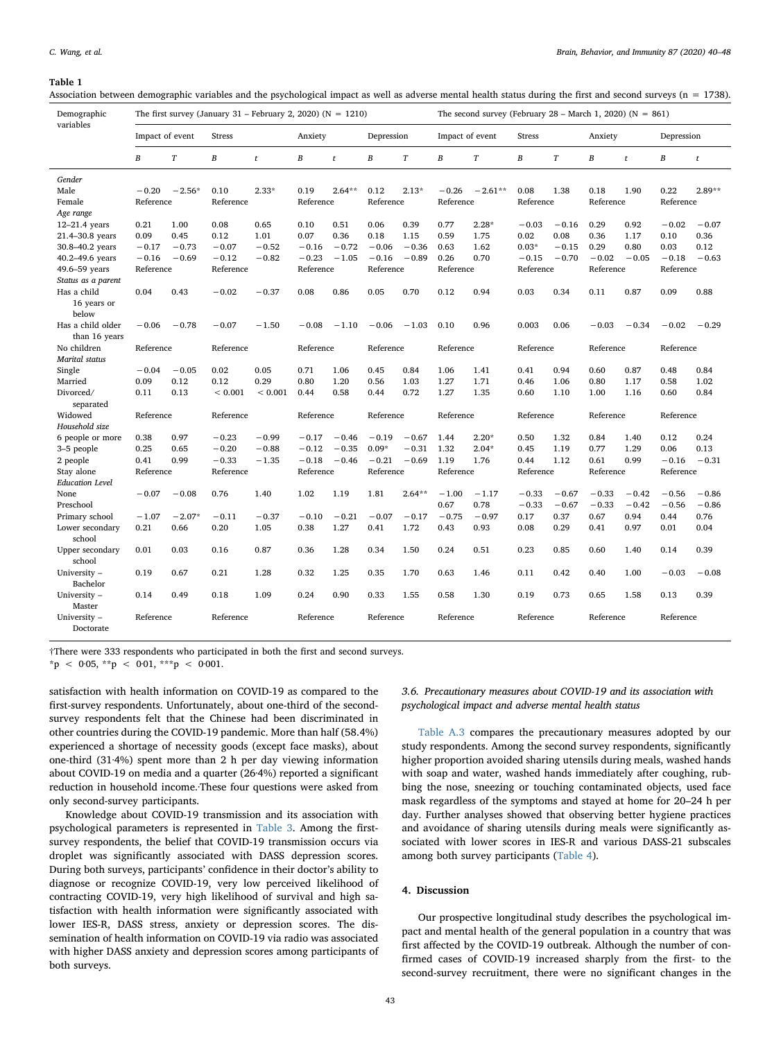**Table 1**

Association between demographic variables and the psychological impact as well as adverse mental health status during the first and second surveys (n = 1738).

| Demographic variables | The first survey (January 31 – February 2, 2020) (N = 1210) | | | | | | | | The second survey (February 28 – March 1, 2020) (N = 861) | | | | | | | |
|---|---|---|---|---|---|---|---|---|---|---|---|---|---|---|---|---|
| | Impact of event | | Stress | | Anxiety | | Depression | | Impact of event | | Stress | | Anxiety | | Depression | |
| | B | T | B | t | B | t | B | T | B | T | B | T | B | t | B | t |
| *Gender* | | | | | | | | | | | | | | | | |
| Male | −0.20 | −2.56* | 0.10 | 2.33* | 0.19 | 2.64** | 0.12 | 2.13* | −0.26 | −2.61** | 0.08 | 1.38 | 0.18 | 1.90 | 0.22 | 2.89** |
| Female | Reference | | Reference | | Reference | | Reference | | Reference | | Reference | | Reference | | Reference | |
| *Age range* | | | | | | | | | | | | | | | | |
| 12–21.4 years | 0.21 | 1.00 | 0.08 | 0.65 | 0.10 | 0.51 | 0.06 | 0.39 | 0.77 | 2.28* | −0.03 | −0.16 | 0.29 | 0.92 | −0.02 | −0.07 |
| 21.4–30.8 years | 0.09 | 0.45 | 0.12 | 1.01 | 0.07 | 0.36 | 0.18 | 1.15 | 0.59 | 1.75 | 0.02 | 0.08 | 0.36 | 1.17 | 0.10 | 0.36 |
| 30.8–40.2 years | −0.17 | −0.73 | −0.07 | −0.52 | −0.16 | −0.72 | −0.06 | −0.36 | 0.63 | 1.62 | 0.03* | −0.15 | 0.29 | 0.80 | 0.03 | 0.12 |
| 40.2–49.6 years | −0.16 | −0.69 | −0.12 | −0.82 | −0.23 | −1.05 | −0.16 | −0.89 | 0.26 | 0.70 | −0.15 | −0.70 | −0.02 | −0.05 | −0.18 | −0.63 |
| 49.6–59 years | Reference | | Reference | | Reference | | Reference | | Reference | | Reference | | Reference | | Reference | |
| *Status as a parent* | | | | | | | | | | | | | | | | |
| Has a child 16 years or below | 0.04 | 0.43 | −0.02 | −0.37 | 0.08 | 0.86 | 0.05 | 0.70 | 0.12 | 0.94 | 0.03 | 0.34 | 0.11 | 0.87 | 0.09 | 0.88 |
| Has a child older than 16 years | −0.06 | −0.78 | −0.07 | −1.50 | −0.08 | −1.10 | −0.06 | −1.03 | 0.10 | 0.96 | 0.003 | 0.06 | −0.03 | −0.34 | −0.02 | −0.29 |
| No children | Reference | | Reference | | Reference | | Reference | | Reference | | Reference | | Reference | | Reference | |
| *Marital status* | | | | | | | | | | | | | | | | |
| Single | −0.04 | −0.05 | 0.02 | 0.05 | 0.71 | 1.06 | 0.45 | 0.84 | 1.06 | 1.41 | 0.41 | 0.94 | 0.60 | 0.87 | 0.48 | 0.84 |
| Married | 0.09 | 0.12 | 0.12 | 0.29 | 0.80 | 1.20 | 0.56 | 1.03 | 1.27 | 1.71 | 0.46 | 1.06 | 0.80 | 1.17 | 0.58 | 1.02 |
| Divorced/ separated | 0.11 | 0.13 | < 0.001 | < 0.001 | 0.44 | 0.58 | 0.44 | 0.72 | 1.27 | 1.35 | 0.60 | 1.10 | 1.00 | 1.16 | 0.60 | 0.84 |
| Widowed | Reference | | Reference | | Reference | | Reference | | Reference | | Reference | | Reference | | Reference | |
| *Household size* | | | | | | | | | | | | | | | | |
| 6 people or more | 0.38 | 0.97 | −0.23 | −0.99 | −0.17 | −0.46 | −0.19 | −0.67 | 1.44 | 2.20* | 0.50 | 1.32 | 0.84 | 1.40 | 0.12 | 0.24 |
| 3–5 people | 0.25 | 0.65 | −0.20 | −0.88 | −0.12 | −0.35 | 0.09* | −0.31 | 1.32 | 2.04* | 0.45 | 1.19 | 0.77 | 1.29 | 0.06 | 0.13 |
| 2 people | 0.41 | 0.99 | −0.33 | −1.35 | −0.18 | −0.46 | −0.21 | −0.69 | 1.19 | 1.76 | 0.44 | 1.12 | 0.61 | 0.99 | −0.16 | −0.31 |
| Stay alone | Reference | | Reference | | Reference | | Reference | | Reference | | Reference | | Reference | | Reference | |
| *Education Level* | | | | | | | | | | | | | | | | |
| None | −0.07 | −0.08 | 0.76 | 1.40 | 1.02 | 1.19 | 1.81 | 2.64** | −1.00 | −1.17 | −0.33 | −0.67 | −0.33 | −0.42 | −0.56 | −0.86 |
| Preschool | | | | | | | | | 0.67 | 0.78 | −0.33 | −0.67 | −0.33 | −0.42 | −0.56 | −0.86 |
| Primary school | −1.07 | −2.07* | −0.11 | −0.37 | −0.10 | −0.21 | −0.07 | −0.17 | −0.75 | −0.97 | 0.17 | 0.37 | 0.67 | 0.94 | 0.44 | 0.76 |
| Lower secondary school | 0.21 | 0.66 | 0.20 | 1.05 | 0.38 | 1.27 | 0.41 | 1.72 | 0.43 | 0.93 | 0.08 | 0.29 | 0.41 | 0.97 | 0.01 | 0.04 |
| Upper secondary school | 0.01 | 0.03 | 0.16 | 0.87 | 0.36 | 1.28 | 0.34 | 1.50 | 0.24 | 0.51 | 0.23 | 0.85 | 0.60 | 1.40 | 0.14 | 0.39 |
| University – Bachelor | 0.19 | 0.67 | 0.21 | 1.28 | 0.32 | 1.25 | 0.35 | 1.70 | 0.63 | 1.46 | 0.11 | 0.42 | 0.40 | 1.00 | −0.03 | −0.08 |
| University – Master | 0.14 | 0.49 | 0.18 | 1.09 | 0.24 | 0.90 | 0.33 | 1.55 | 0.58 | 1.30 | 0.19 | 0.73 | 0.65 | 1.58 | 0.13 | 0.39 |
| University – Doctorate | Reference | | Reference | | Reference | | Reference | | Reference | | Reference | | Reference | | Reference | |

†There were 333 respondents who participated in both the first and second surveys.
*p < 0·05, **p < 0·01, ***p < 0·001.

satisfaction with health information on COVID-19 as compared to the first-survey respondents. Unfortunately, about one-third of the second-survey respondents felt that the Chinese had been discriminated in other countries during the COVID-19 pandemic. More than half (58.4%) experienced a shortage of necessity goods (except face masks), about one-third (31·4%) spent more than 2 h per day viewing information about COVID-19 on media and a quarter (26·4%) reported a significant reduction in household income.·These four questions were asked from only second-survey participants.

Knowledge about COVID-19 transmission and its association with psychological parameters is represented in Table 3. Among the first-survey respondents, the belief that COVID-19 transmission occurs via droplet was significantly associated with DASS depression scores. During both surveys, participants' confidence in their doctor's ability to diagnose or recognize COVID-19, very low perceived likelihood of contracting COVID-19, very high likelihood of survival and high satisfaction with health information were significantly associated with lower IES-R, DASS stress, anxiety or depression scores. The dissemination of health information on COVID-19 via radio was associated with higher DASS anxiety and depression scores among participants of both surveys.

### *3.6. Precautionary measures about COVID-19 and its association with psychological impact and adverse mental health status*

Table A.3 compares the precautionary measures adopted by our study respondents. Among the second survey respondents, significantly higher proportion avoided sharing utensils during meals, washed hands with soap and water, washed hands immediately after coughing, rubbing the nose, sneezing or touching contaminated objects, used face mask regardless of the symptoms and stayed at home for 20–24 h per day. Further analyses showed that observing better hygiene practices and avoidance of sharing utensils during meals were significantly associated with lower scores in IES-R and various DASS-21 subscales among both survey participants (Table 4).

## 4. Discussion

Our prospective longitudinal study describes the psychological impact and mental health of the general population in a country that was first affected by the COVID-19 outbreak. Although the number of confirmed cases of COVID-19 increased sharply from the first- to the second-survey recruitment, there were no significant changes in the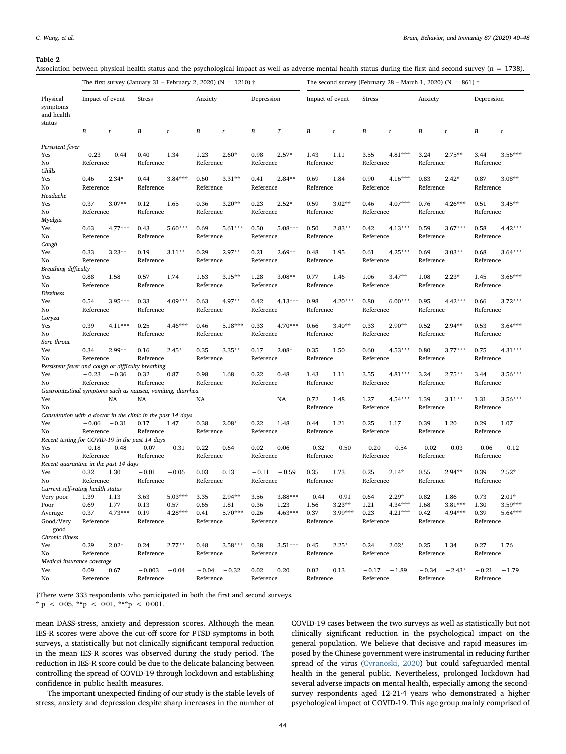**Table 2**

Association between physical health status and the psychological impact as well as adverse mental health status during the first and second survey (n = 1738).

| Physical symptoms and health status | The first survey (January 31 – February 2, 2020) (N = 1210) † | | | | | | | | The second survey (February 28 – March 1, 2020) (N = 861) † | | | | | | | |
|---|---|---|---|---|---|---|---|---|---|---|---|---|---|---|---|---|
| | Impact of event | | Stress | | Anxiety | | Depression | | Impact of event | | Stress | | Anxiety | | Depression | |
| | *B* | *t* | *B* | *t* | *B* | *t* | *B* | *T* | *B* | *t* | *B* | *t* | *B* | *t* | *B* | *t* |
| *Persistent fever* | | | | | | | | | | | | | | | | |
| Yes | −0.23 | −0.44 | 0.40 | 1.34 | 1.23 | 2.60* | 0.98 | 2.57* | 1.43 | 1.11 | 3.55 | 4.81*** | 3.24 | 2.75** | 3.44 | 3.56*** |
| No | Reference | | Reference | | Reference | | Reference | | Reference | | Reference | | Reference | | Reference | |
| *Chills* | | | | | | | | | | | | | | | | |
| Yes | 0.46 | 2.34* | 0.44 | 3.84*** | 0.60 | 3.31** | 0.41 | 2.84** | 0.69 | 1.84 | 0.90 | 4.16*** | 0.83 | 2.42* | 0.87 | 3.08** |
| No | Reference | | Reference | | Reference | | Reference | | Reference | | Reference | | Reference | | Reference | |
| *Headache* | | | | | | | | | | | | | | | | |
| Yes | 0.37 | 3.07** | 0.12 | 1.65 | 0.36 | 3.20** | 0.23 | 2.52* | 0.59 | 3.02** | 0.46 | 4.07*** | 0.76 | 4.26*** | 0.51 | 3.45** |
| No | Reference | | Reference | | Reference | | Reference | | Reference | | Reference | | Reference | | Reference | |
| *Myalgia* | | | | | | | | | | | | | | | | |
| Yes | 0.63 | 4.77*** | 0.43 | 5.60*** | 0.69 | 5.61*** | 0.50 | 5.08*** | 0.50 | 2.83** | 0.42 | 4.13*** | 0.59 | 3.67*** | 0.58 | 4.42*** |
| No | Reference | | Reference | | Reference | | Reference | | Reference | | Reference | | Reference | | Reference | |
| *Cough* | | | | | | | | | | | | | | | | |
| Yes | 0.33 | 3.23** | 0.19 | 3.11** | 0.29 | 2.97** | 0.21 | 2.69** | 0.48 | 1.95 | 0.61 | 4.25*** | 0.69 | 3.03** | 0.68 | 3.64*** |
| No | Reference | | Reference | | Reference | | Reference | | Reference | | Reference | | Reference | | Reference | |
| *Breathing difficulty* | | | | | | | | | | | | | | | | |
| Yes | 0.88 | 1.58 | 0.57 | 1.74 | 1.63 | 3.15** | 1.28 | 3.08** | 0.77 | 1.46 | 1.06 | 3.47** | 1.08 | 2.23* | 1.45 | 3.66*** |
| No | Reference | | Reference | | Reference | | Reference | | Reference | | Reference | | Reference | | Reference | |
| *Dizziness* | | | | | | | | | | | | | | | | |
| Yes | 0.54 | 3.95*** | 0.33 | 4.09*** | 0.63 | 4.97** | 0.42 | 4.13*** | 0.98 | 4.20*** | 0.80 | 6.00*** | 0.95 | 4.42*** | 0.66 | 3.72*** |
| No | Reference | | Reference | | Reference | | Reference | | Reference | | Reference | | Reference | | Reference | |
| *Coryza* | | | | | | | | | | | | | | | | |
| Yes | 0.39 | 4.11*** | 0.25 | 4.46*** | 0.46 | 5.18*** | 0.33 | 4.70*** | 0.66 | 3.40** | 0.33 | 2.90** | 0.52 | 2.94** | 0.53 | 3.64*** |
| No | Reference | | Reference | | Reference | | Reference | | Reference | | Reference | | Reference | | Reference | |
| *Sore throat* | | | | | | | | | | | | | | | | |
| Yes | 0.34 | 2.99** | 0.16 | 2.45* | 0.35 | 3.35** | 0.17 | 2.08* | 0.35 | 1.50 | 0.60 | 4.53*** | 0.80 | 3.77*** | 0.75 | 4.31*** |
| No | Reference | | Reference | | Reference | | Reference | | Reference | | Reference | | Reference | | Reference | |
| *Persistent fever and cough or difficulty breathing* | | | | | | | | | | | | | | | | |
| Yes | −0.23 | −0.36 | 0.32 | 0.87 | 0.98 | 1.68 | 0.22 | 0.48 | 1.43 | 1.11 | 3.55 | 4.81*** | 3.24 | 2.75** | 3.44 | 3.56*** |
| No | Reference | | Reference | | Reference | | Reference | | Reference | | Reference | | Reference | | Reference | |
| *Gastrointestinal symptoms such as nausea, vomiting, diarrhea* | | | | | | | | | | | | | | | | |
| Yes | | NA | NA | | NA | | | NA | 0.72 | 1.48 | 1.27 | 4.54*** | 1.39 | 3.11** | 1.31 | 3.56*** |
| No | | | | | | | | | Reference | | Reference | | Reference | | Reference | |
| *Consultation with a doctor in the clinic in the past 14 days* | | | | | | | | | | | | | | | | |
| Yes | −0.06 | −0.31 | 0.17 | 1.47 | 0.38 | 2.08* | 0.22 | 1.48 | 0.44 | 1.21 | 0.25 | 1.17 | 0.39 | 1.20 | 0.29 | 1.07 |
| No | Reference | | Reference | | Reference | | Reference | | Reference | | Reference | | Reference | | Reference | |
| *Recent testing for COVID-19 in the past 14 days* | | | | | | | | | | | | | | | | |
| Yes | −0.18 | −0.48 | −0.07 | −0.31 | 0.22 | 0.64 | 0.02 | 0.06 | −0.32 | −0.50 | −0.20 | −0.54 | −0.02 | −0.03 | −0.06 | −0.12 |
| No | Reference | | Reference | | Reference | | Reference | | Reference | | Reference | | Reference | | Reference | |
| *Recent quarantine in the past 14 days* | | | | | | | | | | | | | | | | |
| Yes | 0.32 | 1.30 | −0.01 | −0.06 | 0.03 | 0.13 | −0.11 | −0.59 | 0.35 | 1.73 | 0.25 | 2.14* | 0.55 | 2.94** | 0.39 | 2.52* |
| No | Reference | | Reference | | Reference | | Reference | | Reference | | Reference | | Reference | | Reference | |
| *Current self-rating health status* | | | | | | | | | | | | | | | | |
| Very poor | 1.39 | 1.13 | 3.63 | 5.03*** | 3.35 | 2.94** | 3.56 | 3.88*** | −0.44 | −0.91 | 0.64 | 2.29* | 0.82 | 1.86 | 0.73 | 2.01* |
| Poor | 0.69 | 1.77 | 0.13 | 0.57 | 0.65 | 1.81 | 0.36 | 1.23 | 1.56 | 3.23** | 1.21 | 4.34*** | 1.68 | 3.81*** | 1.30 | 3.59*** |
| Average | 0.37 | 4.73*** | 0.19 | 4.28*** | 0.41 | 5.70*** | 0.26 | 4.63*** | 0.37 | 3.99*** | 0.23 | 4.21*** | 0.42 | 4.94*** | 0.39 | 5.64*** |
| Good/Very good | Reference | | Reference | | Reference | | Reference | | Reference | | Reference | | Reference | | Reference | |
| *Chronic illness* | | | | | | | | | | | | | | | | |
| Yes | 0.29 | 2.02* | 0.24 | 2.77** | 0.48 | 3.58*** | 0.38 | 3.51*** | 0.45 | 2.25* | 0.24 | 2.02* | 0.25 | 1.34 | 0.27 | 1.76 |
| No | Reference | | Reference | | Reference | | Reference | | Reference | | Reference | | Reference | | Reference | |
| *Medical insurance coverage* | | | | | | | | | | | | | | | | |
| Yes | 0.09 | 0.67 | −0.003 | −0.04 | −0.04 | −0.32 | 0.02 | 0.20 | 0.02 | 0.13 | −0.17 | −1.89 | −0.34 | −2.43* | −0.21 | −1.79 |
| No | Reference | | Reference | | Reference | | Reference | | Reference | | Reference | | Reference | | Reference | |

†There were 333 respondents who participated in both the first and second surveys.

* $p < 0{\cdot}05$, ** $p < 0{\cdot}01$, *** $p < 0{\cdot}001$.

mean DASS-stress, anxiety and depression scores. Although the mean IES-R scores were above the cut-off score for PTSD symptoms in both surveys, a statistically but not clinically significant temporal reduction in the mean IES-R scores was observed during the study period. The reduction in IES-R score could be due to the delicate balancing between controlling the spread of COVID-19 through lockdown and establishing confidence in public health measures.

The important unexpected finding of our study is the stable levels of stress, anxiety and depression despite sharp increases in the number of COVID-19 cases between the two surveys as well as statistically but not clinically significant reduction in the psychological impact on the general population. We believe that decisive and rapid measures imposed by the Chinese government were instrumental in reducing further spread of the virus (Cyranoski, 2020) but could safeguarded mental health in the general public. Nevertheless, prolonged lockdown had several adverse impacts on mental health, especially among the second-survey respondents aged 12-21·4 years who demonstrated a higher psychological impact of COVID-19. This age group mainly comprised of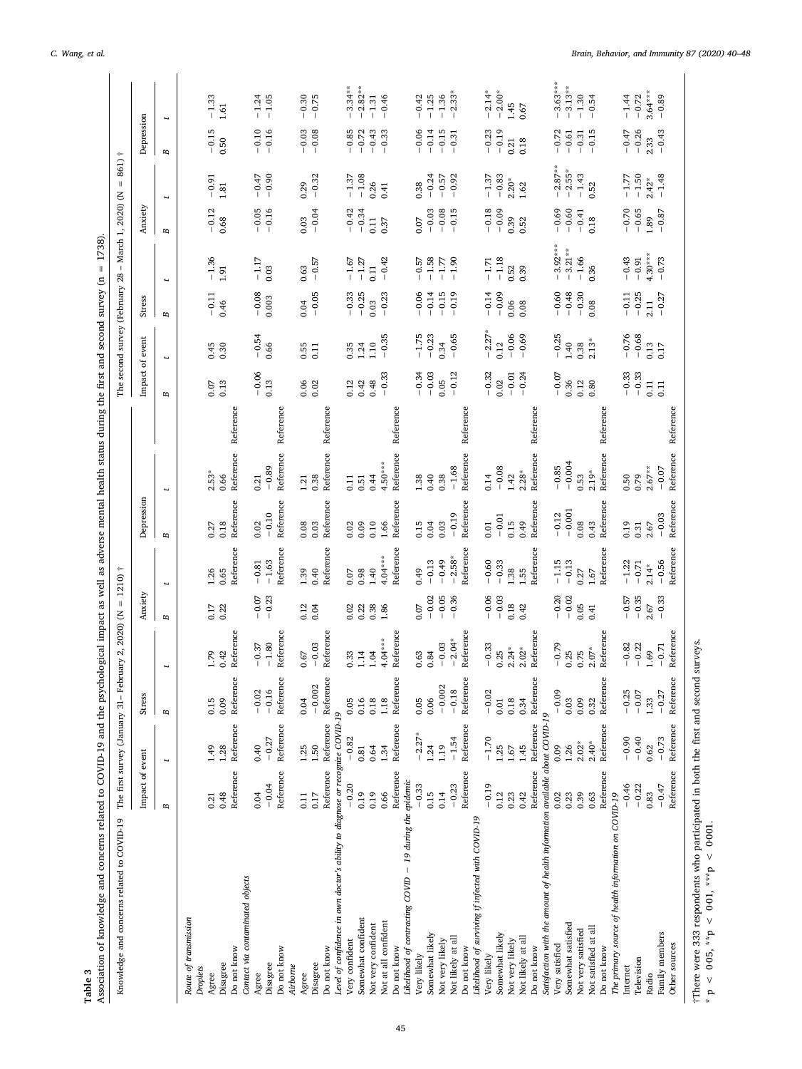**Table 3**

Association of knowledge and concerns related to COVID-19 and the psychological impact as well as adverse mental health status during the first and second survey (n = 1738).

| Knowledge and concerns related to COVID-19 | The first survey (January 31– February 2, 2020) (N = 1210) † | | | | | | | | The second survey (February 28 – March 1, 2020) (N = 861) † | | | | | | | |
|---|---|---|---|---|---|---|---|---|---|---|---|---|---|---|---|---|
| | Impact of event | | Stress | | Anxiety | | Depression | | Impact of event | | Stress | | Anxiety | | Depression | |
| | B | t | B | t | B | t | B | t | B | t | B | t | B | t | B | t |
| *Route of transmission* | | | | | | | | | | | | | | | | |
| *Droplets* | | | | | | | | | | | | | | | | |
| Agree | 0.21 | 1.49 | 0.15 | 1.79 | 0.17 | 1.26 | 0.27 | 2.53* | 0.07 | 0.45 | −0.11 | −1.36 | −0.12 | −0.91 | −0.15 | −1.33 |
| Disagree | 0.48 | 1.28 | 0.09 | 0.42 | 0.22 | 0.65 | 0.18 | 0.66 | 0.13 | 0.30 | 0.46 | 1.91 | 0.68 | 1.81 | 0.50 | 1.61 |
| Do not know | Reference | Reference | Reference | Reference | | Reference | Reference | Reference | Reference | | | | | | | |
| *Contact via contaminated objects* | | | | | | | | | | | | | | | | |
| Agree | 0.04 | 0.40 | −0.02 | −0.37 | −0.07 | −0.81 | 0.02 | 0.21 | −0.06 | −0.54 | −0.08 | −1.17 | −0.05 | −0.47 | −0.10 | −1.24 |
| Disagree | −0.04 | −0.27 | −0.16 | −1.80 | −0.23 | −1.63 | −0.10 | −0.89 | 0.13 | 0.66 | 0.003 | 0.03 | −0.16 | −0.90 | −0.16 | −1.05 |
| Do not know | Reference | Reference | Reference | Reference | | Reference | Reference | Reference | Reference | | | | | | | |
| *Airborne* | | | | | | | | | | | | | | | | |
| Agree | 0.11 | 1.25 | 0.04 | 0.67 | 0.12 | 1.39 | 0.08 | 1.21 | 0.06 | 0.55 | 0.04 | 0.63 | 0.03 | 0.29 | −0.03 | −0.30 |
| Disagree | 0.17 | 1.50 | −0.002 | −0.03 | 0.04 | 0.40 | 0.03 | 0.38 | 0.02 | 0.11 | −0.05 | −0.57 | −0.04 | −0.32 | −0.08 | −0.75 |
| Do not know | Reference | Reference | Reference | Reference | | Reference | Reference | Reference | Reference | | | | | | | |
| *Level of confidence in own doctor's ability to diagnose or recognize COVID-19* | | | | | | | | | | | | | | | | |
| Very confident | −0.20 | −0.82 | 0.05 | 0.33 | 0.02 | 0.07 | 0.02 | 0.11 | 0.12 | 0.35 | −0.33 | −1.67 | −0.42 | −1.37 | −0.85 | −3.34** |
| Somewhat confident | 0.19 | 0.81 | 0.16 | 1.14 | 0.22 | 0.98 | 0.09 | 0.51 | 0.42 | 1.24 | −0.25 | −1.27 | −0.34 | −1.08 | −0.72 | −2.82** |
| Not very confident | 0.19 | 0.64 | 0.18 | 1.04 | 0.38 | 1.40 | 0.10 | 0.44 | 0.48 | 1.10 | 0.03 | 0.11 | 0.11 | 0.26 | −0.43 | −1.31 |
| Not at all confident | 0.66 | 1.34 | 1.18 | 4.04*** | 1.86 | 4.04*** | 1.66 | 4.50*** | −0.33 | −0.35 | −0.23 | −0.42 | 0.37 | 0.41 | −0.33 | −0.46 |
| Do not know | Reference | Reference | Reference | Reference | | Reference | Reference | Reference | Reference | | | | | | | |
| *Likelihood of contracting COVID − 19 during the epidemic* | | | | | | | | | | | | | | | | |
| Very likely | −0.33 | −2.27* | 0.05 | 0.63 | 0.07 | 0.49 | 0.15 | 1.38 | −0.34 | −1.75 | −0.06 | −0.57 | 0.07 | 0.38 | −0.06 | −0.42 |
| Somewhat likely | 0.15 | 1.24 | 0.06 | 0.84 | −0.02 | −0.13 | 0.04 | 0.40 | −0.03 | −0.23 | −0.14 | −1.58 | −0.03 | −0.24 | −0.14 | −1.25 |
| Not very likely | 0.14 | 1.19 | −0.002 | −0.03 | −0.05 | −0.49 | 0.03 | 0.38 | 0.05 | 0.34 | −0.15 | −1.77 | −0.08 | −0.57 | −0.15 | −1.36 |
| Not likely at all | −0.23 | −1.54 | −0.18 | −2.04* | −0.36 | −2.58* | −0.19 | −1.68 | −0.12 | −0.65 | −0.19 | −1.90 | −0.15 | −0.92 | −0.31 | −2.33* |
| Do not know | Reference | Reference | Reference | Reference | | Reference | Reference | Reference | Reference | | | | | | | |
| *Likelihood of surviving if infected with COVID-19* | | | | | | | | | | | | | | | | |
| Very likely | −0.19 | −1.70 | −0.02 | −0.33 | −0.06 | −0.60 | 0.01 | 0.14 | −0.32 | −2.27* | −0.14 | −1.71 | −0.18 | −1.37 | −0.23 | −2.14* |
| Somewhat likely | 0.12 | 1.25 | 0.01 | 0.25 | −0.03 | −0.33 | −0.01 | −0.08 | 0.02 | 0.12 | −0.09 | −1.18 | −0.09 | −0.83 | −0.19 | −2.00* |
| Not very likely | 0.23 | 1.67 | 0.18 | 2.24* | 0.18 | 1.38 | 0.15 | 1.42 | −0.01 | −0.06 | 0.06 | 0.52 | 0.39 | 2.20* | 0.21 | 1.45 |
| Not likely at all | 0.42 | 1.45 | 0.34 | 2.02* | 0.42 | 1.55 | 0.49 | 2.28* | −0.24 | −0.69 | 0.08 | 0.39 | 0.52 | 1.62 | 0.18 | 0.67 |
| Do not know | Reference | Reference | Reference | Reference | | Reference | Reference | Reference | Reference | | | | | | | |
| *Satisfaction with the amount of health information available about COVID-19* | | | | | | | | | | | | | | | | |
| Very satisfied | 0.02 | 0.09 | −0.09 | −0.79 | −0.20 | −1.15 | −0.12 | −0.85 | −0.07 | −0.25 | −0.60 | −3.92*** | −0.69 | −2.87** | −0.72 | −3.63*** |
| Somewhat satisfied | 0.23 | 1.26 | 0.03 | 0.25 | −0.02 | −0.13 | −0.001 | −0.004 | 0.36 | 1.40 | −0.48 | −3.21** | −0.60 | −2.55* | −0.61 | −3.13** |
| Not very satisfied | 0.39 | 2.02* | 0.09 | 0.75 | 0.05 | 0.27 | 0.08 | 0.53 | 0.12 | 0.38 | −0.30 | −1.66 | −0.41 | −1.43 | −0.31 | −1.30 |
| Not satisfied at all | 0.63 | 2.40* | 0.32 | 2.07* | 0.41 | 1.67 | 0.43 | 2.19* | 0.80 | 2.13* | 0.08 | 0.36 | 0.18 | 0.52 | −0.15 | −0.54 |
| Do not know | Reference | Reference | Reference | Reference | | Reference | Reference | Reference | Reference | | | | | | | |
| *The primary source of health information on COVID-19* | | | | | | | | | | | | | | | | |
| Internet | −0.46 | −0.90 | −0.25 | −0.82 | −0.57 | −1.22 | 0.19 | 0.50 | −0.33 | −0.76 | −0.11 | −0.43 | −0.70 | −1.77 | −0.47 | −1.44 |
| Television | −0.22 | −0.40 | −0.07 | −0.22 | −0.35 | −0.71 | 0.31 | 0.79 | −0.33 | −0.68 | −0.25 | −0.91 | −0.65 | −1.50 | −0.26 | −0.72 |
| Radio | 0.83 | 0.62 | 1.33 | 1.69 | 2.67 | 2.14* | 2.67 | 2.67** | 0.11 | 0.13 | 2.11 | 4.30*** | 1.89 | 2.42* | 2.33 | 3.64*** |
| Family members | −0.47 | −0.73 | −0.27 | −0.71 | −0.33 | −0.56 | −0.03 | −0.07 | 0.11 | 0.17 | −0.27 | −0.73 | −0.87 | −1.48 | −0.43 | −0.89 |
| Other sources | Reference | Reference | Reference | Reference | | Reference | Reference | Reference | Reference | | | | | | | |

†There were 333 respondents who participated in both the first and second surveys.

\* p < 0·05, \*\*p < 0·01, \*\*\*p < 0·001.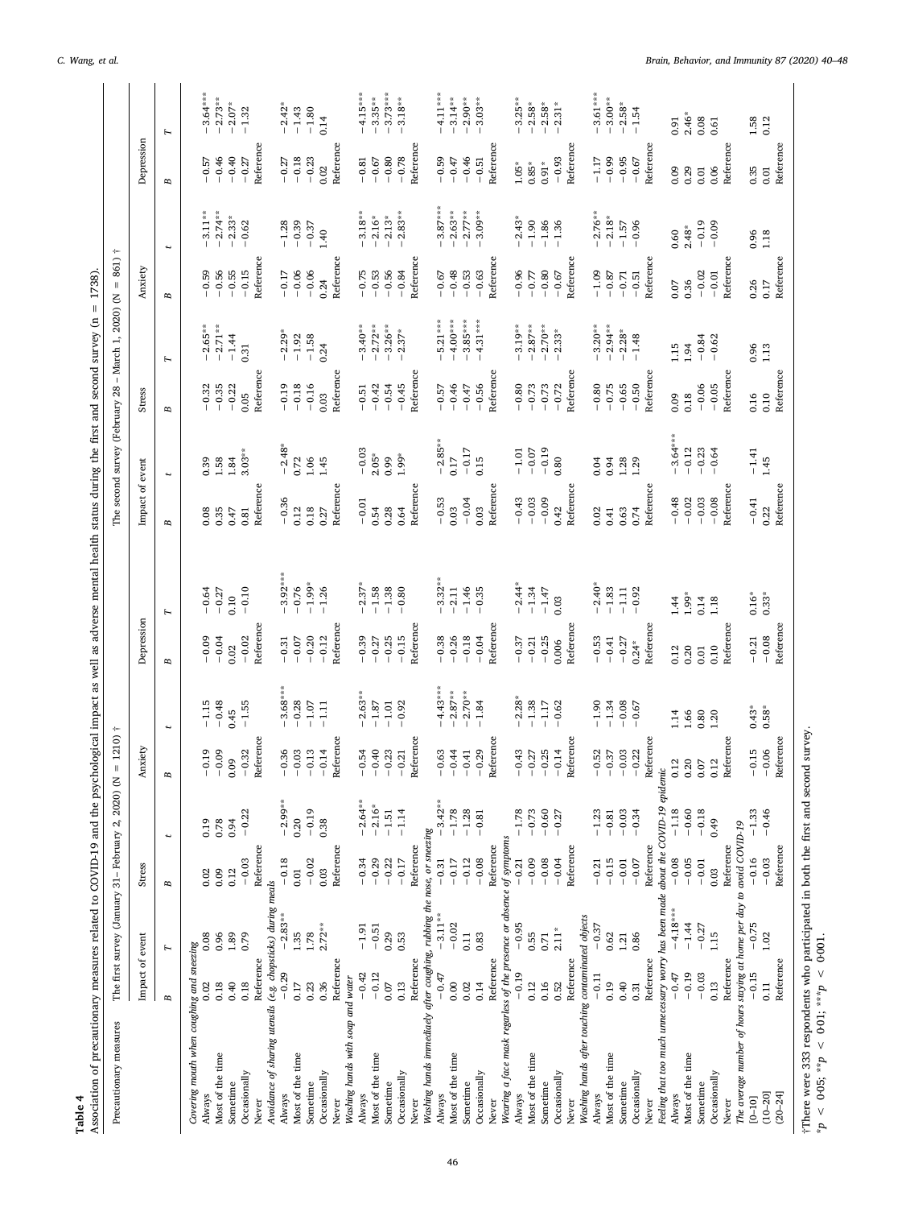**Table 4**

Association of precautionary measures related to COVID-19 and the psychological impact as well as adverse mental health status during the first and second survey (n = 1738).

| Precautionary measures | The first survey (January 31– February 2, 2020) (N = 1210) † | | | | | | | | The second survey (February 28 – March 1, 2020) (N = 861) † | | | | | | | |
|---|---|---|---|---|---|---|---|---|---|---|---|---|---|---|---|---|
| | Impact of event | | Stress | | Anxiety | | Depression | | Impact of event | | Stress | | Anxiety | | Depression | |
| | B | T | B | t | B | t | B | T | B | t | B | T | B | t | B | T |
| *Covering mouth when coughing and sneezing* | | | | | | | | | | | | | | | | |
| Always | 0.02 | 0.08 | 0.02 | 0.19 | −0.19 | −1.15 | −0.09 | −0.64 | 0.08 | 0.39 | −0.32 | −2.65** | −0.59 | −3.11** | −0.57 | −3.64*** |
| Most of the time | 0.18 | 0.96 | 0.09 | 0.78 | −0.09 | −0.48 | −0.04 | −0.27 | 0.35 | 1.58 | −0.35 | −2.71** | −0.56 | −2.74** | −0.46 | −2.73** |
| Sometime | 0.40 | 1.89 | 0.12 | 0.94 | 0.09 | 0.45 | 0.02 | 0.10 | 0.47 | 1.84 | −0.22 | −1.44 | −0.55 | −2.33* | −0.40 | −2.07* |
| Occasionally | 0.18 | 0.79 | −0.03 | −0.22 | −0.32 | −1.55 | −0.02 | −0.10 | 0.81 | 3.03** | 0.05 | 0.31 | −0.15 | −0.62 | −0.27 | −1.32 |
| Never | Reference | | Reference | | Reference | | Reference | | Reference | | Reference | | Reference | | Reference | |
| *Avoidance of sharing utensils (e.g. chopsticks) during meals* | | | | | | | | | | | | | | | | |
| Always | −0.29 | −2.83** | −0.18 | −2.99** | −0.36 | −3.68*** | −0.31 | −3.92*** | −0.36 | −2.48* | −0.19 | −2.29* | −0.17 | −1.28 | −0.27 | −2.42* |
| Most of the time | 0.17 | 1.35 | 0.01 | 0.20 | −0.03 | −0.28 | −0.07 | −0.76 | 0.12 | 0.72 | −0.18 | −1.92 | −0.06 | −0.39 | −0.18 | −1.43 |
| Sometime | 0.20 | 1.78 | −0.02 | −0.19 | −0.13 | −1.07 | −0.20 | −1.99* | 0.18 | 1.06 | −0.16 | −1.58 | −0.06 | −0.37 | −0.23 | −1.80 |
| Occasionally | 0.36 | 2.72** | 0.03 | 0.38 | −0.14 | −1.11 | −0.12 | −1.26 | 0.27 | 1.45 | 0.03 | 0.24 | 0.24 | 1.40 | 0.02 | 0.14 |
| Never | Reference | | Reference | | Reference | | Reference | | Reference | | Reference | | Reference | | Reference | |
| *Washing hands with soap and water* | | | | | | | | | | | | | | | | |
| Always | −0.42 | −1.91 | −0.34 | −2.64** | −0.54 | −2.63** | −0.39 | −2.37* | −0.01 | −0.03 | −0.51 | −3.40** | −0.75 | −3.18** | −0.81 | −4.15*** |
| Most of the time | −0.12 | −0.51 | −0.29 | −2.16* | −0.40 | −1.87 | −0.27 | −1.58 | 0.54 | 2.05* | −0.42 | −2.72** | −0.53 | −2.16* | −0.67 | −3.35** |
| Sometime | 0.07 | 0.29 | −0.22 | −1.51 | −0.23 | −1.01 | −0.25 | −1.38 | 0.28 | 0.99 | −0.54 | −3.26** | −0.56 | −2.13* | −0.80 | −3.73*** |
| Occasionally | 0.13 | 0.53 | −0.17 | −1.14 | −0.21 | −0.92 | −0.15 | −0.80 | 0.64 | 1.99* | −0.45 | −2.37* | −0.84 | −2.83** | −0.78 | −3.18** |
| Never | Reference | | Reference | | Reference | | Reference | | Reference | | Reference | | Reference | | Reference | |
| *Washing hands immediately after coughing, rubbing the nose, or sneezing* | | | | | | | | | | | | | | | | |
| Always | −0.47 | −3.11** | −0.31 | −3.42** | −0.63 | −4.43*** | −0.38 | −3.32** | −0.53 | −2.85** | −0.57 | −5.21*** | −0.67 | −3.87*** | −0.59 | −4.11*** |
| Most of the time | 0.00 | −0.02 | −0.17 | −1.78 | −0.44 | −2.87** | −0.26 | −2.11 | 0.03 | 0.17 | −0.46 | −4.00*** | −0.48 | −2.63** | −0.47 | −3.14** |
| Sometime | 0.02 | 0.11 | −0.12 | −1.28 | −0.41 | −2.70** | −0.18 | −1.46 | −0.04 | −0.17 | −0.47 | −3.85*** | −0.53 | −2.77** | −0.46 | −2.90** |
| Occasionally | 0.14 | 0.83 | −0.08 | −0.81 | −0.29 | −1.84 | −0.04 | −0.35 | 0.03 | 0.15 | −0.56 | −4.31*** | −0.63 | −3.09** | −0.51 | −3.03** |
| Never | Reference | | Reference | | Reference | | Reference | | Reference | | Reference | | Reference | | Reference | |
| *Wearing a face mask regardless of the presence or absence of symptoms* | | | | | | | | | | | | | | | | |
| Always | −0.19 | −0.95 | −0.21 | −1.78 | −0.43 | −2.28* | −0.37 | −2.44* | −0.43 | −1.01 | −0.80 | −3.19** | −0.96 | −2.43* | 1.05* | −3.25** |
| Most of the time | 0.12 | 0.55 | −0.09 | −0.73 | −0.27 | −1.38 | −0.21 | −1.34 | −0.03 | −0.07 | −0.73 | −2.87** | −0.77 | −1.90 | 0.85* | −2.58* |
| Sometime | 0.16 | 0.71 | −0.08 | −0.60 | −0.25 | −1.17 | −0.25 | −1.47 | −0.09 | −0.19 | −0.73 | −2.70** | −0.80 | −1.86 | 0.91* | −2.58* |
| Occasionally | 0.52 | 2.11* | −0.04 | −0.27 | −0.14 | −0.62 | 0.006 | 0.03 | 0.42 | 0.80 | −0.72 | −2.33* | −0.67 | −1.36 | −0.93 | −2.31* |
| Never | Reference | | Reference | | Reference | | Reference | | Reference | | Reference | | Reference | | Reference | |
| *Washing hands after touching contaminated objects* | | | | | | | | | | | | | | | | |
| Always | −0.11 | −0.37 | −0.21 | −1.23 | −0.52 | −1.90 | −0.53 | −2.40* | 0.02 | 0.04 | −0.80 | −3.20** | −1.09 | −2.76** | −1.17 | −3.61*** |
| Most of the time | 0.19 | 0.62 | −0.15 | −0.81 | −0.37 | −1.34 | −0.41 | −1.83 | 0.41 | 0.94 | −0.75 | −2.94** | −0.87 | −2.18* | −0.99 | −3.00** |
| Sometime | 0.40 | 1.21 | −0.01 | −0.03 | −0.03 | −0.08 | −0.27 | −1.11 | 0.63 | 1.28 | −0.65 | −2.28* | −0.71 | −1.57 | −0.95 | −2.58* |
| Occasionally | 0.31 | 0.86 | −0.07 | −0.34 | −0.22 | −0.67 | 0.24* | −0.92 | 0.74 | 1.29 | −0.50 | −1.48 | −0.51 | −0.96 | −0.67 | −1.54 |
| Never | Reference | | Reference | | Reference | | Reference | | Reference | | Reference | | Reference | | Reference | |
| *Feeling that too much unnecessary worry has been made about the COVID-19 epidemic* | | | | | | | | | | | | | | | | |
| Always | −0.47 | −4.18*** | −0.08 | −1.18 | 0.12 | 1.14 | 0.12 | 1.44 | −0.48 | −3.64*** | 0.09 | 1.15 | 0.07 | 0.60 | 0.09 | 0.91 |
| Most of the time | −0.19 | −1.44 | −0.05 | −0.60 | 0.20 | 1.66 | 0.20 | 1.99* | −0.02 | −0.12 | 0.18 | 1.94 | 0.36 | 2.48* | 0.29 | 2.46* |
| Sometime | −0.03 | −0.27 | −0.01 | −0.18 | 0.07 | 0.80 | 0.01 | 0.14 | −0.03 | −0.23 | −0.06 | −0.84 | −0.02 | −0.19 | 0.01 | 0.08 |
| Occasionally | 0.13 | 1.15 | 0.03 | 0.49 | 0.12 | 1.20 | 0.10 | 1.18 | −0.08 | −0.64 | −0.05 | −0.62 | −0.01 | −0.09 | 0.06 | 0.61 |
| Never | Reference | | Reference | | Reference | | Reference | | Reference | | Reference | | Reference | | Reference | |
| *The average number of hours staying at home per day to avoid COVID-19* | | | | | | | | | | | | | | | | |
| [0–10] | −0.15 | −0.75 | −0.16 | −1.33 | −0.15 | 0.43* | −0.21 | 0.16* | −0.41 | −1.41 | 0.16 | 0.96 | 0.26 | 0.96 | 0.35 | 1.58 |
| (10–20] | 0.11 | 1.02 | −0.03 | −0.46 | −0.06 | 0.58* | −0.08 | 0.33* | 0.22 | 1.45 | 0.10 | 1.13 | 0.17 | 1.18 | 0.01 | 0.12 |
| (20–24] | Reference | | Reference | | Reference | | Reference | | Reference | | Reference | | Reference | | Reference | |

†There were 333 respondents who participated in both the first and second survey.

$*p < 0.05$; $**p < 0.01$; $***p < 0.001$.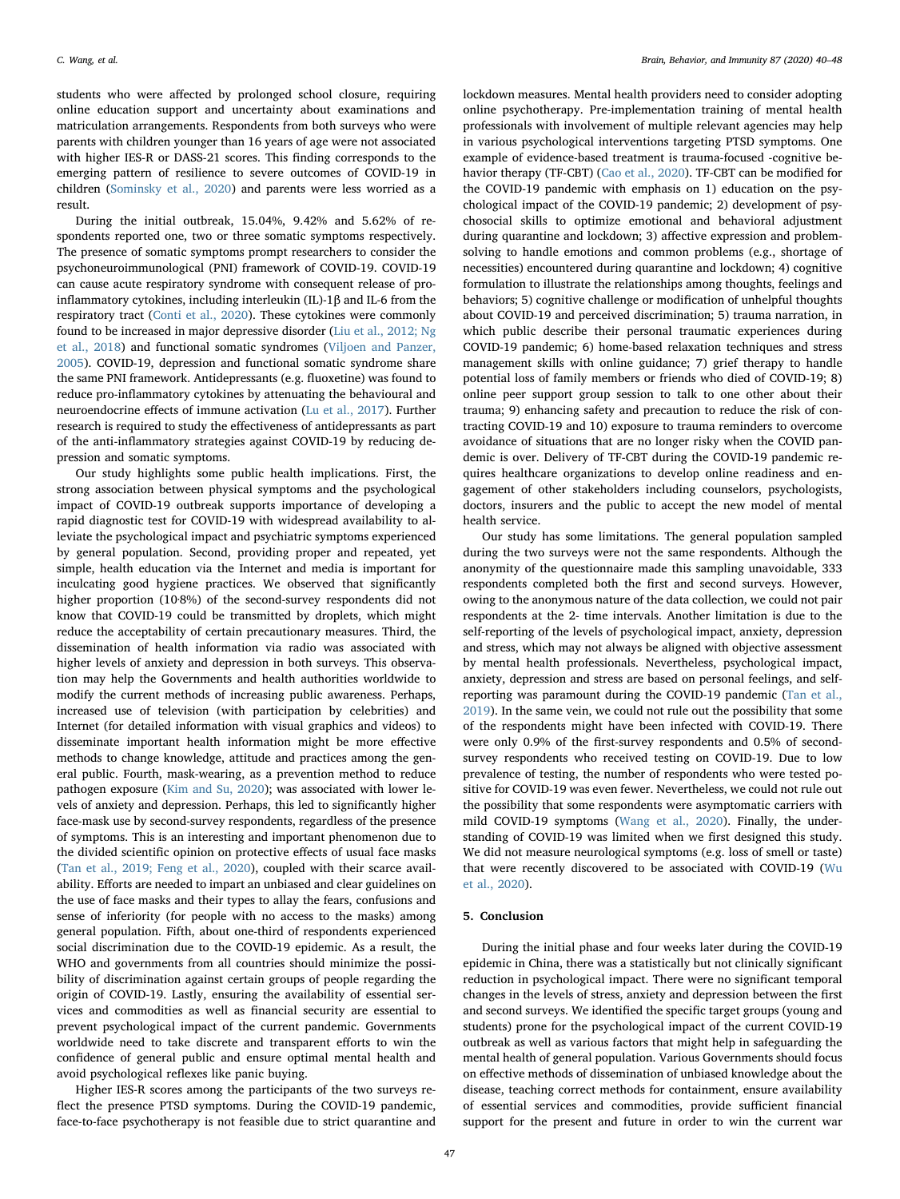students who were affected by prolonged school closure, requiring online education support and uncertainty about examinations and matriculation arrangements. Respondents from both surveys who were parents with children younger than 16 years of age were not associated with higher IES-R or DASS-21 scores. This finding corresponds to the emerging pattern of resilience to severe outcomes of COVID-19 in children (Sominsky et al., 2020) and parents were less worried as a result.

During the initial outbreak, 15.04%, 9.42% and 5.62% of respondents reported one, two or three somatic symptoms respectively. The presence of somatic symptoms prompt researchers to consider the psychoneuroimmunological (PNI) framework of COVID-19. COVID-19 can cause acute respiratory syndrome with consequent release of pro-inflammatory cytokines, including interleukin (IL)-1β and IL-6 from the respiratory tract (Conti et al., 2020). These cytokines were commonly found to be increased in major depressive disorder (Liu et al., 2012; Ng et al., 2018) and functional somatic syndromes (Viljoen and Panzer, 2005). COVID-19, depression and functional somatic syndrome share the same PNI framework. Antidepressants (e.g. fluoxetine) was found to reduce pro-inflammatory cytokines by attenuating the behavioural and neuroendocrine effects of immune activation (Lu et al., 2017). Further research is required to study the effectiveness of antidepressants as part of the anti-inflammatory strategies against COVID-19 by reducing depression and somatic symptoms.

Our study highlights some public health implications. First, the strong association between physical symptoms and the psychological impact of COVID-19 outbreak supports importance of developing a rapid diagnostic test for COVID-19 with widespread availability to alleviate the psychological impact and psychiatric symptoms experienced by general population. Second, providing proper and repeated, yet simple, health education via the Internet and media is important for inculcating good hygiene practices. We observed that significantly higher proportion (10·8%) of the second-survey respondents did not know that COVID-19 could be transmitted by droplets, which might reduce the acceptability of certain precautionary measures. Third, the dissemination of health information via radio was associated with higher levels of anxiety and depression in both surveys. This observation may help the Governments and health authorities worldwide to modify the current methods of increasing public awareness. Perhaps, increased use of television (with participation by celebrities) and Internet (for detailed information with visual graphics and videos) to disseminate important health information might be more effective methods to change knowledge, attitude and practices among the general public. Fourth, mask-wearing, as a prevention method to reduce pathogen exposure (Kim and Su, 2020); was associated with lower levels of anxiety and depression. Perhaps, this led to significantly higher face-mask use by second-survey respondents, regardless of the presence of symptoms. This is an interesting and important phenomenon due to the divided scientific opinion on protective effects of usual face masks (Tan et al., 2019; Feng et al., 2020), coupled with their scarce availability. Efforts are needed to impart an unbiased and clear guidelines on the use of face masks and their types to allay the fears, confusions and sense of inferiority (for people with no access to the masks) among general population. Fifth, about one-third of respondents experienced social discrimination due to the COVID-19 epidemic. As a result, the WHO and governments from all countries should minimize the possibility of discrimination against certain groups of people regarding the origin of COVID-19. Lastly, ensuring the availability of essential services and commodities as well as financial security are essential to prevent psychological impact of the current pandemic. Governments worldwide need to take discrete and transparent efforts to win the confidence of general public and ensure optimal mental health and avoid psychological reflexes like panic buying.

Higher IES-R scores among the participants of the two surveys reflect the presence PTSD symptoms. During the COVID-19 pandemic, face-to-face psychotherapy is not feasible due to strict quarantine and lockdown measures. Mental health providers need to consider adopting online psychotherapy. Pre-implementation training of mental health professionals with involvement of multiple relevant agencies may help in various psychological interventions targeting PTSD symptoms. One example of evidence-based treatment is trauma-focused -cognitive behavior therapy (TF-CBT) (Cao et al., 2020). TF-CBT can be modified for the COVID-19 pandemic with emphasis on 1) education on the psychological impact of the COVID-19 pandemic; 2) development of psychosocial skills to optimize emotional and behavioral adjustment during quarantine and lockdown; 3) affective expression and problem-solving to handle emotions and common problems (e.g., shortage of necessities) encountered during quarantine and lockdown; 4) cognitive formulation to illustrate the relationships among thoughts, feelings and behaviors; 5) cognitive challenge or modification of unhelpful thoughts about COVID-19 and perceived discrimination; 5) trauma narration, in which public describe their personal traumatic experiences during COVID-19 pandemic; 6) home-based relaxation techniques and stress management skills with online guidance; 7) grief therapy to handle potential loss of family members or friends who died of COVID-19; 8) online peer support group session to talk to one other about their trauma; 9) enhancing safety and precaution to reduce the risk of contracting COVID-19 and 10) exposure to trauma reminders to overcome avoidance of situations that are no longer risky when the COVID pandemic is over. Delivery of TF-CBT during the COVID-19 pandemic requires healthcare organizations to develop online readiness and engagement of other stakeholders including counselors, psychologists, doctors, insurers and the public to accept the new model of mental health service.

Our study has some limitations. The general population sampled during the two surveys were not the same respondents. Although the anonymity of the questionnaire made this sampling unavoidable, 333 respondents completed both the first and second surveys. However, owing to the anonymous nature of the data collection, we could not pair respondents at the 2- time intervals. Another limitation is due to the self-reporting of the levels of psychological impact, anxiety, depression and stress, which may not always be aligned with objective assessment by mental health professionals. Nevertheless, psychological impact, anxiety, depression and stress are based on personal feelings, and self-reporting was paramount during the COVID-19 pandemic (Tan et al., 2019). In the same vein, we could not rule out the possibility that some of the respondents might have been infected with COVID-19. There were only 0.9% of the first-survey respondents and 0.5% of second-survey respondents who received testing on COVID-19. Due to low prevalence of testing, the number of respondents who were tested positive for COVID-19 was even fewer. Nevertheless, we could not rule out the possibility that some respondents were asymptomatic carriers with mild COVID-19 symptoms (Wang et al., 2020). Finally, the understanding of COVID-19 was limited when we first designed this study. We did not measure neurological symptoms (e.g. loss of smell or taste) that were recently discovered to be associated with COVID-19 (Wu et al., 2020).

## 5. Conclusion

During the initial phase and four weeks later during the COVID-19 epidemic in China, there was a statistically but not clinically significant reduction in psychological impact. There were no significant temporal changes in the levels of stress, anxiety and depression between the first and second surveys. We identified the specific target groups (young and students) prone for the psychological impact of the current COVID-19 outbreak as well as various factors that might help in safeguarding the mental health of general population. Various Governments should focus on effective methods of dissemination of unbiased knowledge about the disease, teaching correct methods for containment, ensure availability of essential services and commodities, provide sufficient financial support for the present and future in order to win the current war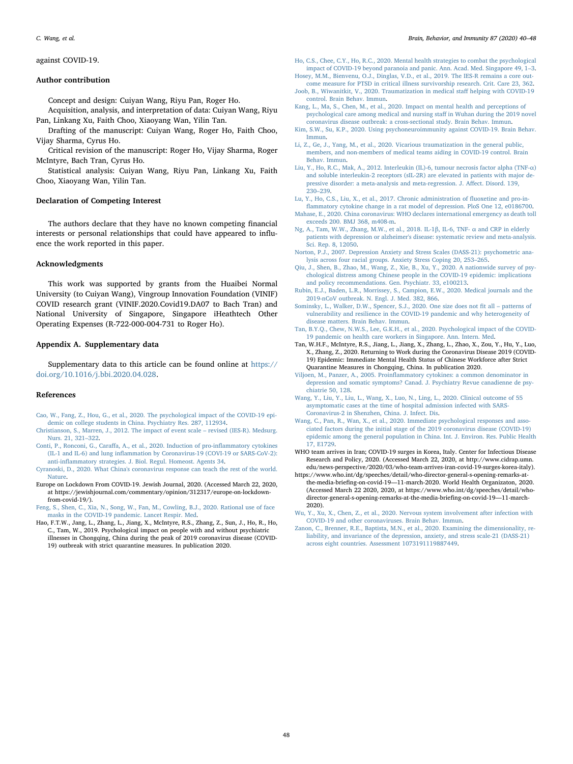against COVID-19.

## Author contribution

Concept and design: Cuiyan Wang, Riyu Pan, Roger Ho.

Acquisition, analysis, and interpretation of data: Cuiyan Wang, Riyu Pan, Linkang Xu, Faith Choo, Xiaoyang Wan, Yilin Tan.

Drafting of the manuscript: Cuiyan Wang, Roger Ho, Faith Choo, Vijay Sharma, Cyrus Ho.

Critical revision of the manuscript: Roger Ho, Vijay Sharma, Roger McIntyre, Bach Tran, Cyrus Ho.

Statistical analysis: Cuiyan Wang, Riyu Pan, Linkang Xu, Faith Choo, Xiaoyang Wan, Yilin Tan.

## Declaration of Competing Interest

The authors declare that they have no known competing financial interests or personal relationships that could have appeared to influence the work reported in this paper.

## Acknowledgments

This work was supported by grants from the Huaibei Normal University (to Cuiyan Wang), Vingroup Innovation Foundation (VINIF) COVID research grant (VINIF.2020.Covid19.DA07 to Bach Tran) and National University of Singapore, Singapore iHeathtech Other Operating Expenses (R-722-000-004-731 to Roger Ho).

## Appendix A. Supplementary data

Supplementary data to this article can be found online at https://doi.org/10.1016/j.bbi.2020.04.028.

## References

Cao, W., Fang, Z., Hou, G., et al., 2020. The psychological impact of the COVID-19 epidemic on college students in China. Psychiatry Res. 287, 112934.

Christianson, S., Marren, J., 2012. The impact of event scale – revised (IES-R). Medsurg. Nurs. 21, 321–322.

Conti, P., Ronconi, G., Caraffa, A., et al., 2020. Induction of pro-inflammatory cytokines (IL-1 and IL-6) and lung inflammation by Coronavirus-19 (COVI-19 or SARS-CoV-2): anti-inflammatory strategies. J. Biol. Regul. Homeost. Agents 34.

Cyranoski, D., 2020. What China's coronavirus response can teach the rest of the world. Nature.

Europe on Lockdown From COVID-19. Jewish Journal, 2020. (Accessed March 22, 2020, at https://jewishjournal.com/commentary/opinion/312317/europe-on-lockdown-from-covid-19/).

Feng, S., Shen, C., Xia, N., Song, W., Fan, M., Cowling, B.J., 2020. Rational use of face masks in the COVID-19 pandemic. Lancet Respir. Med.

Hao, F.T.W., Jang, L., Zhang, L., Jiang, X., McIntyre, R.S., Zhang, Z., Sun, J., Ho, R., Ho, C., Tam, W., 2019. Psychological impact on people with and without psychiatric illnesses in Chongqing, China during the peak of 2019 coronavirus disease (COVID-19) outbreak with strict quarantine measures. In publication 2020.

Ho, C.S., Chee, C.Y., Ho, R.C., 2020. Mental health strategies to combat the psychological impact of COVID-19 beyond paranoia and panic. Ann. Acad. Med. Singapore 49, 1–3.

Hosey, M.M., Bienvenu, O.J., Dinglas, V.D., et al., 2019. The IES-R remains a core outcome measure for PTSD in critical illness survivorship research. Crit. Care 23, 362.

Joob, B., Wiwanitkit, V., 2020. Traumatization in medical staff helping with COVID-19 control. Brain Behav. Immun.

Kang, L., Ma, S., Chen, M., et al., 2020. Impact on mental health and perceptions of psychological care among medical and nursing staff in Wuhan during the 2019 novel coronavirus disease outbreak: a cross-sectional study. Brain Behav. Immun.

Kim, S.W., Su, K.P., 2020. Using psychoneuroimmunity against COVID-19. Brain Behav. Immun.

Li, Z., Ge, J., Yang, M., et al., 2020. Vicarious traumatization in the general public, members, and non-members of medical teams aiding in COVID-19 control. Brain Behav. Immun.

Liu, Y., Ho, R.C., Mak, A., 2012. Interleukin (IL)-6, tumour necrosis factor alpha (TNF-α) and soluble interleukin-2 receptors (sIL-2R) are elevated in patients with major depressive disorder: a meta-analysis and meta-regression. J. Affect. Disord. 139, 230–239.

Lu, Y., Ho, C.S., Liu, X., et al., 2017. Chronic administration of fluoxetine and pro-inflammatory cytokine change in a rat model of depression. PloS One 12, e0186700.

Mahase, E., 2020. China coronavirus: WHO declares international emergency as death toll exceeds 200. BMJ 368, m408-m.

Ng, A., Tam, W.W., Zhang, M.W., et al., 2018. IL-1β, IL-6, TNF- α and CRP in elderly patients with depression or alzheimer's disease: systematic review and meta-analysis. Sci. Rep. 8, 12050.

Norton, P.J., 2007. Depression Anxiety and Stress Scales (DASS-21): psychometric analysis across four racial groups. Anxiety Stress Coping 20, 253–265.

Qiu, J., Shen, B., Zhao, M., Wang, Z., Xie, B., Xu, Y., 2020. A nationwide survey of psychological distress among Chinese people in the COVID-19 epidemic: implications and policy recommendations. Gen. Psychiatr. 33, e100213.

Rubin, E.J., Baden, L.R., Morrissey, S., Campion, E.W., 2020. Medical journals and the 2019-nCoV outbreak. N. Engl. J. Med. 382, 866.

Sominsky, L., Walker, D.W., Spencer, S.J., 2020. One size does not fit all – patterns of vulnerability and resilience in the COVID-19 pandemic and why heterogeneity of disease matters. Brain Behav. Immun.

Tan, B.Y.Q., Chew, N.W.S., Lee, G.K.H., et al., 2020. Psychological impact of the COVID-19 pandemic on health care workers in Singapore. Ann. Intern. Med.

Tan, W.H.F., McIntyre, R.S., Jiang, L., Jiang, X., Zhang, L., Zhao, X., Zou, Y., Hu, Y., Luo, X., Zhang, Z., 2020. Returning to Work during the Coronavirus Disease 2019 (COVID-19) Epidemic: Immediate Mental Health Status of Chinese Workforce after Strict Quarantine Measures in Chongqing, China. In publication 2020.

Viljoen, M., Panzer, A., 2005. Proinflammatory cytokines: a common denominator in depression and somatic symptoms? Canad. J. Psychiatry Revue canadienne de psychiatrie 50, 128.

Wang, Y., Liu, Y., Liu, L., Wang, X., Luo, N., Ling, L., 2020. Clinical outcome of 55 asymptomatic cases at the time of hospital admission infected with SARS-Coronavirus-2 in Shenzhen, China. J. Infect. Dis.

Wang, C., Pan, R., Wan, X., et al., 2020. Immediate psychological responses and associated factors during the initial stage of the 2019 coronavirus disease (COVID-19) epidemic among the general population in China. Int. J. Environ. Res. Public Health 17, E1729.

WHO team arrives in Iran; COVID-19 surges in Korea, Italy. Center for Infectious Disease Research and Policy, 2020. (Accessed March 22, 2020, at http://www.cidrap.umn.edu/news-perspective/2020/03/who-team-arrives-iran-covid-19-surges-korea-italy).

https://www.who.int/dg/speeches/detail/who-director-general-s-opening-remarks-at-the-media-briefing-on-covid-19—11-march-2020. World Health Organizaton, 2020. (Accessed March 22 2020, 2020, at https://www.who.int/dg/speeches/detail/who-director-general-s-opening-remarks-at-the-media-briefing-on-covid-19—11-march-2020).

Wu, Y., Xu, X., Chen, Z., et al., 2020. Nervous system involvement after infection with COVID-19 and other coronaviruses. Brain Behav. Immun.

Zanon, C., Brenner, R.E., Baptista, M.N., et al., 2020. Examining the dimensionality, reliability, and invariance of the depression, anxiety, and stress scale-21 (DASS-21) across eight countries. Assessment 1073191119887449.